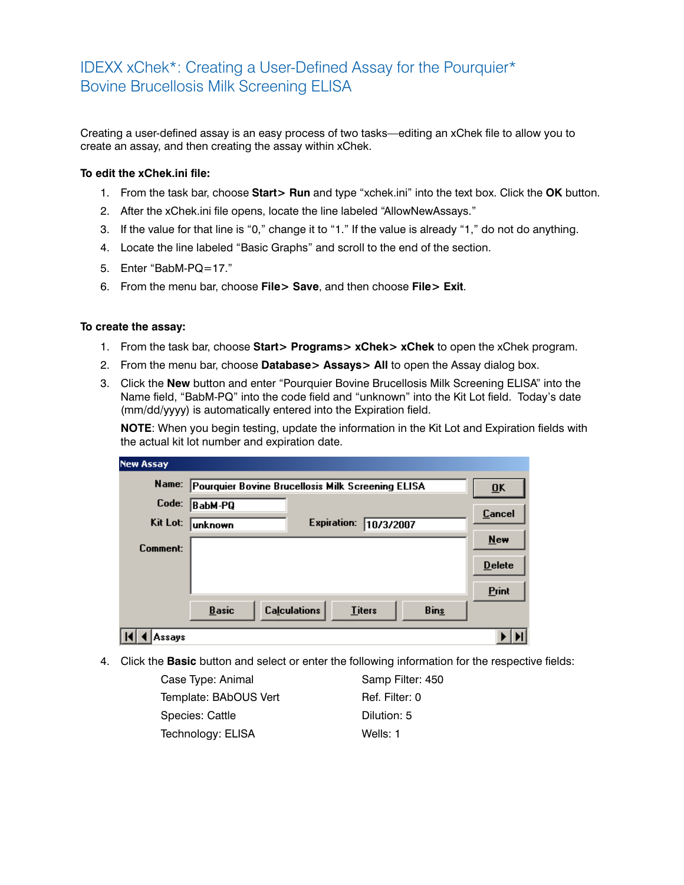# IDEXX xChek*: Creating a User-Defined Assay for the Pourquier* Bovine Brucellosis Milk Screening ELISA

Creating a user-defined assay is an easy process of two tasks—editing an xChek file to allow you to create an assay, and then creating the assay within xChek.

**To edit the xChek.ini file:**

1. From the task bar, choose **Start> Run** and type “xchek.ini” into the text box. Click the **OK** button.
2. After the xChek.ini file opens, locate the line labeled “AllowNewAssays.”
3. If the value for that line is “0,” change it to “1.” If the value is already “1,” do not do anything.
4. Locate the line labeled “Basic Graphs” and scroll to the end of the section.
5. Enter “BabM-PQ=17.”
6. From the menu bar, choose **File> Save**, and then choose **File> Exit**.

**To create the assay:**

1. From the task bar, choose **Start> Programs> xChek> xChek** to open the xChek program.
2. From the menu bar, choose **Database> Assays> All** to open the Assay dialog box.
3. Click the **New** button and enter “Pourquier Bovine Brucellosis Milk Screening ELISA” into the Name field, “BabM-PQ” into the code field and “unknown” into the Kit Lot field. Today’s date (mm/dd/yyyy) is automatically entered into the Expiration field.

   **NOTE**: When you begin testing, update the information in the Kit Lot and Expiration fields with the actual kit lot number and expiration date.

   New Assay

   Name: Pourquier Bovine Brucellosis Milk Screening ELISA

   Code: BabM-PQ

   Kit Lot: unknown    Expiration: 10/3/2007

   Comment:

   OK | Cancel | New | Delete | Print

   Basic | Calculations | Titers | Bins

   Assays

4. Click the **Basic** button and select or enter the following information for the respective fields:

   Case Type: Animal
   Template: BAbOUS Vert
   Species: Cattle
   Technology: ELISA
   Samp Filter: 450
   Ref. Filter: 0
   Dilution: 5
   Wells: 1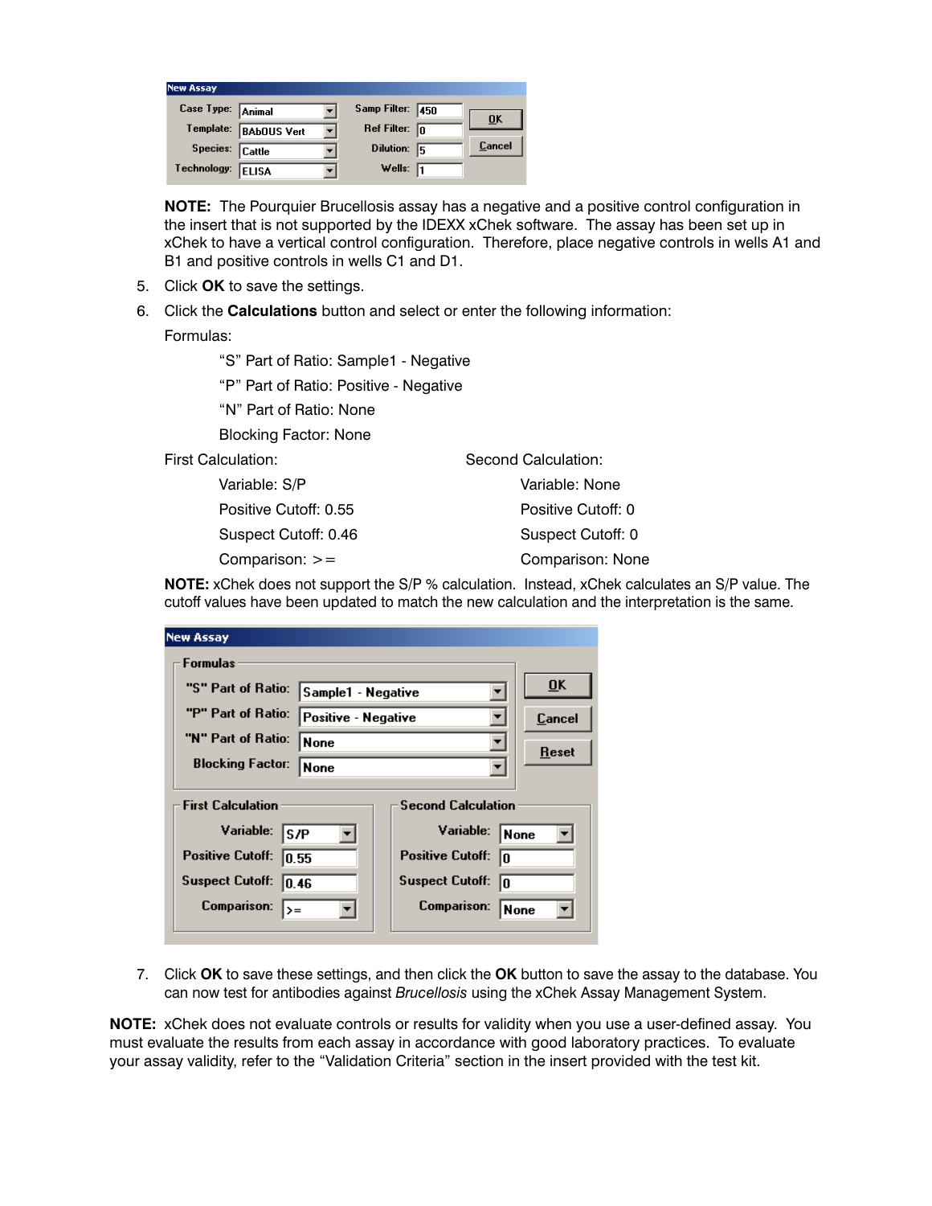**New Assay**

| Case Type: | Animal | Samp Filter: | 450 |
| --- | --- | --- | --- |
| Template: | BAbOUS Vert | Ref Filter: | 0 |
| Species: | Cattle | Dilution: | 5 |
| Technology: | ELISA | Wells: | 1 |

OK | Cancel

**NOTE:** The Pourquier Brucellosis assay has a negative and a positive control configuration in the insert that is not supported by the IDEXX xChek software. The assay has been set up in xChek to have a vertical control configuration. Therefore, place negative controls in wells A1 and B1 and positive controls in wells C1 and D1.

5. Click **OK** to save the settings.
6. Click the **Calculations** button and select or enter the following information:

   Formulas:

   - "S" Part of Ratio: Sample1 - Negative
   - "P" Part of Ratio: Positive - Negative
   - "N" Part of Ratio: None
   - Blocking Factor: None

   First Calculation:

   - Variable: S/P
   - Positive Cutoff: 0.55
   - Suspect Cutoff: 0.46
   - Comparison: >=

   Second Calculation:

   - Variable: None
   - Positive Cutoff: 0
   - Suspect Cutoff: 0
   - Comparison: None

   **NOTE:** xChek does not support the S/P % calculation. Instead, xChek calculates an S/P value. The cutoff values have been updated to match the new calculation and the interpretation is the same.

   **New Assay**

   Formulas

   | | |
   | --- | --- |
   | "S" Part of Ratio: | Sample1 - Negative |
   | "P" Part of Ratio: | Positive - Negative |
   | "N" Part of Ratio: | None |
   | Blocking Factor: | None |

   OK | Cancel | Reset

   | First Calculation | | Second Calculation | |
   | --- | --- | --- | --- |
   | Variable: | S/P | Variable: | None |
   | Positive Cutoff: | 0.55 | Positive Cutoff: | 0 |
   | Suspect Cutoff: | 0.46 | Suspect Cutoff: | 0 |
   | Comparison: | >= | Comparison: | None |

7. Click **OK** to save these settings, and then click the **OK** button to save the assay to the database. You can now test for antibodies against *Brucellosis* using the xChek Assay Management System.

**NOTE:** xChek does not evaluate controls or results for validity when you use a user-defined assay. You must evaluate the results from each assay in accordance with good laboratory practices. To evaluate your assay validity, refer to the "Validation Criteria" section in the insert provided with the test kit.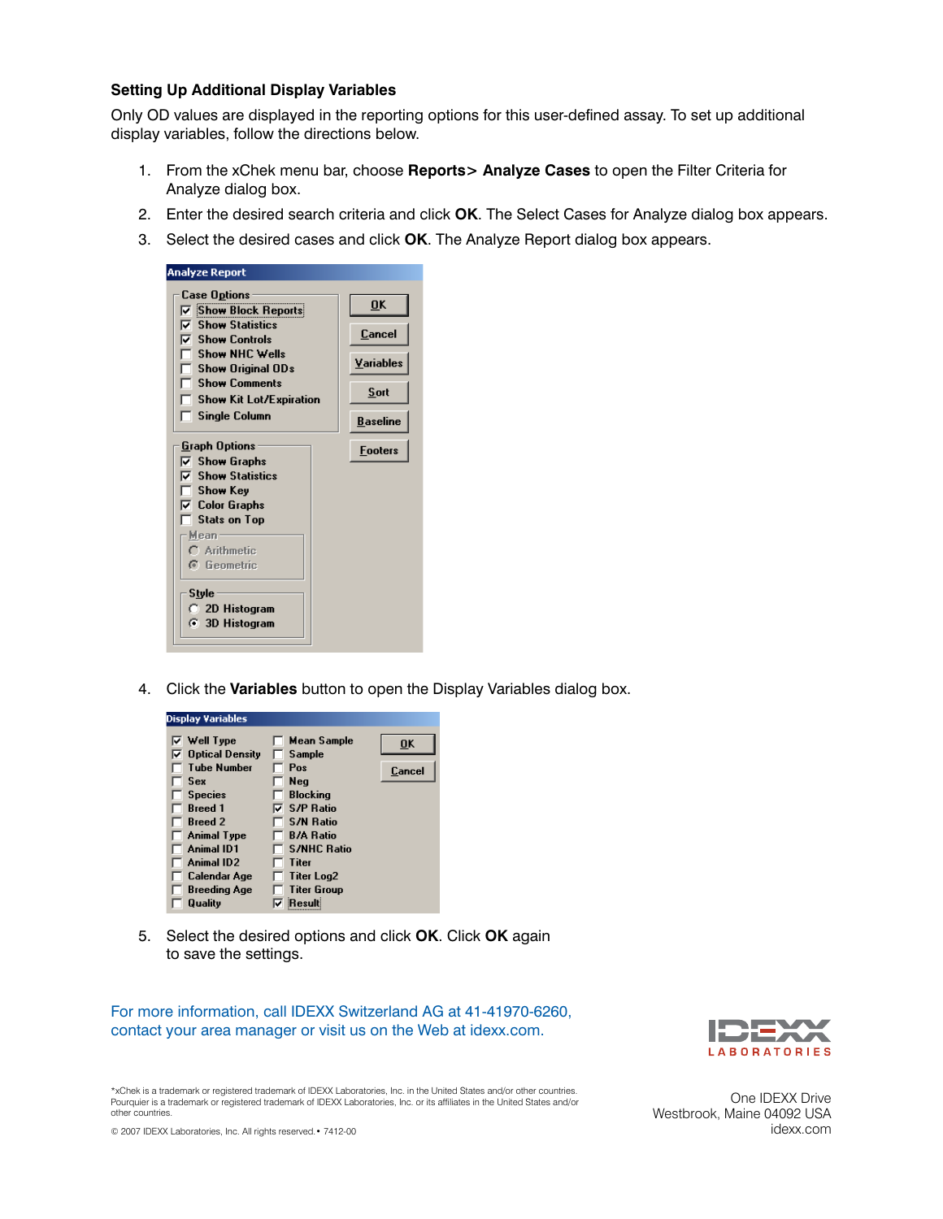### Setting Up Additional Display Variables

Only OD values are displayed in the reporting options for this user-defined assay. To set up additional display variables, follow the directions below.

1. From the xChek menu bar, choose **Reports> Analyze Cases** to open the Filter Criteria for Analyze dialog box.
2. Enter the desired search criteria and click **OK**. The Select Cases for Analyze dialog box appears.
3. Select the desired cases and click **OK**. The Analyze Report dialog box appears.

Analyze Report

Case Options
- [x] Show Block Reports
- [x] Show Statistics
- [x] Show Controls
- [ ] Show NHC Wells
- [ ] Show Original ODs
- [ ] Show Comments
- [ ] Show Kit Lot/Expiration
- [ ] Single Column

Graph Options
- [x] Show Graphs
- [x] Show Statistics
- [ ] Show Key
- [x] Color Graphs
- [ ] Stats on Top

Mean
- ( ) Arithmetic
- (•) Geometric

Style
- ( ) 2D Histogram
- (•) 3D Histogram

OK | Cancel | Variables | Sort | Baseline | Footers

4. Click the **Variables** button to open the Display Variables dialog box.

Display Variables

| | |
|---|---|
| [x] Well Type | [ ] Mean Sample |
| [x] Optical Density | [ ] Sample |
| [ ] Tube Number | [ ] Pos |
| [ ] Sex | [ ] Neg |
| [ ] Species | [ ] Blocking |
| [ ] Breed 1 | [x] S/P Ratio |
| [ ] Breed 2 | [ ] S/N Ratio |
| [ ] Animal Type | [ ] B/A Ratio |
| [ ] Animal ID1 | [ ] S/NHC Ratio |
| [ ] Animal ID2 | [ ] Titer |
| [ ] Calendar Age | [ ] Titer Log2 |
| [ ] Breeding Age | [ ] Titer Group |
| [ ] Quality | [x] Result |

OK | Cancel

5. Select the desired options and click **OK**. Click **OK** again to save the settings.

For more information, call IDEXX Switzerland AG at 41-41970-6260, contact your area manager or visit us on the Web at idexx.com.

IDEXX LABORATORIES

*xChek is a trademark or registered trademark of IDEXX Laboratories, Inc. in the United States and/or other countries. Pourquier is a trademark or registered trademark of IDEXX Laboratories, Inc. or its affiliates in the United States and/or other countries.

© 2007 IDEXX Laboratories, Inc. All rights reserved. • 7412-00

One IDEXX Drive
Westbrook, Maine 04092 USA
idexx.com